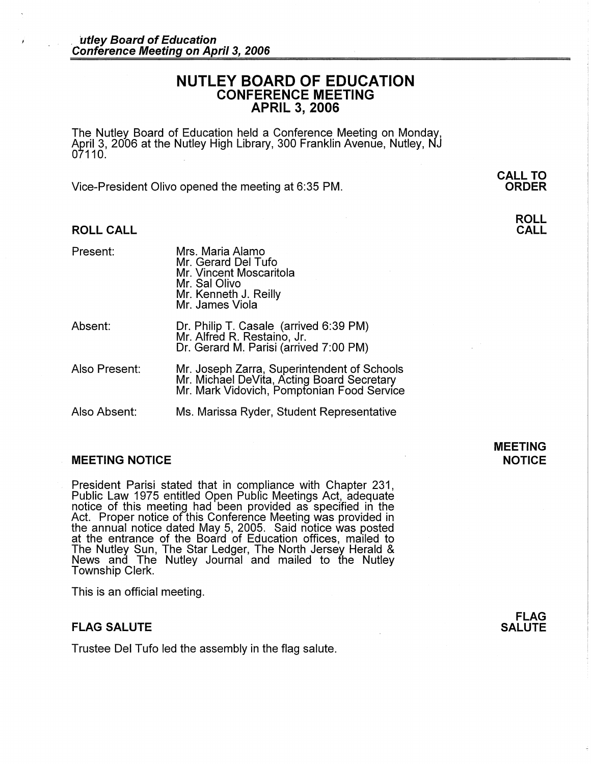# NUTLEY BOARD OF EDUCATION
## CONFERENCE MEETING
## APRIL 3, 2006

The Nutley Board of Education held a Conference Meeting on Monday, April 3, 2006 at the Nutley High Library, 300 Franklin Avenue, Nutley, NJ 07110.

**CALL TO ORDER**

Vice-President Olivo opened the meeting at 6:35 PM.

### ROLL CALL

| | |
|---|---|
| Present: | Mrs. Maria Alamo<br>Mr. Gerard Del Tufo<br>Mr. Vincent Moscaritola<br>Mr. Sal Olivo<br>Mr. Kenneth J. Reilly<br>Mr. James Viola |
| Absent: | Dr. Philip T. Casale (arrived 6:39 PM)<br>Mr. Alfred R. Restaino, Jr.<br>Dr. Gerard M. Parisi (arrived 7:00 PM) |
| Also Present: | Mr. Joseph Zarra, Superintendent of Schools<br>Mr. Michael DeVita, Acting Board Secretary<br>Mr. Mark Vidovich, Pomptonian Food Service |
| Also Absent: | Ms. Marissa Ryder, Student Representative |

### MEETING NOTICE

President Parisi stated that in compliance with Chapter 231, Public Law 1975 entitled Open Public Meetings Act, adequate notice of this meeting had been provided as specified in the Act. Proper notice of this Conference Meeting was provided in the annual notice dated May 5, 2005. Said notice was posted at the entrance of the Board of Education offices, mailed to The Nutley Sun, The Star Ledger, The North Jersey Herald & News and The Nutley Journal and mailed to the Nutley Township Clerk.

This is an official meeting.

### FLAG SALUTE

Trustee Del Tufo led the assembly in the flag salute.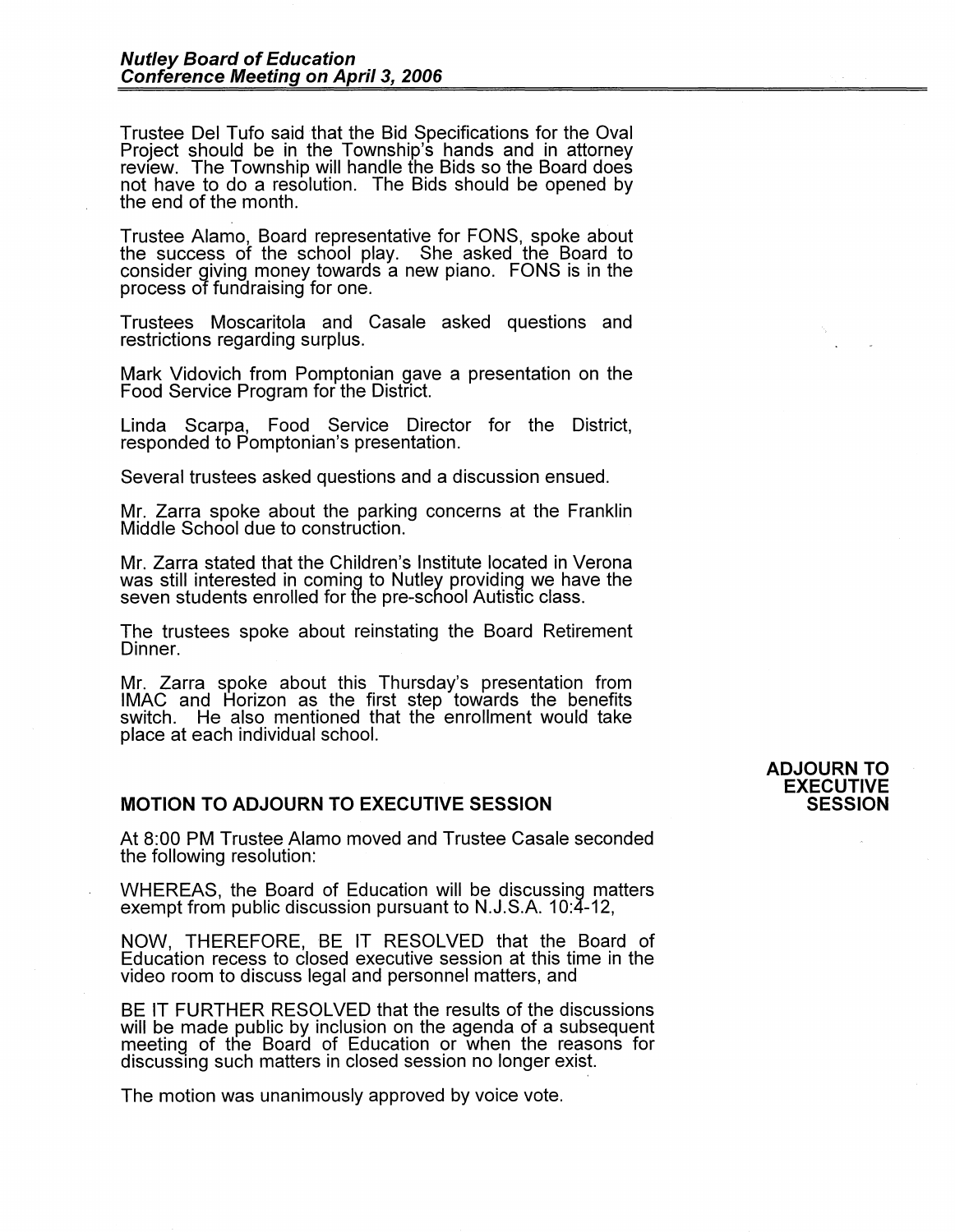Trustee Del Tufo said that the Bid Specifications for the Oval Project should be in the Township's hands and in attorney review. The Township will handle the Bids so the Board does not have to do a resolution. The Bids should be opened by the end of the month.

Trustee Alamo, Board representative for FONS, spoke about the success of the school play. She asked the Board to consider giving money towards a new piano. FONS is in the process of fundraising for one.

Trustees Moscaritola and Casale asked questions and restrictions regarding surplus.

Mark Vidovich from Pomptonian gave a presentation on the Food Service Program for the District.

Linda Scarpa, Food Service Director for the District, responded to Pomptonian's presentation.

Several trustees asked questions and a discussion ensued.

Mr. Zarra spoke about the parking concerns at the Franklin Middle School due to construction.

Mr. Zarra stated that the Children's Institute located in Verona was still interested in coming to Nutley providing we have the seven students enrolled for the pre-school Autistic class.

The trustees spoke about reinstating the Board Retirement Dinner.

Mr. Zarra spoke about this Thursday's presentation from IMAC and Horizon as the first step towards the benefits switch. He also mentioned that the enrollment would take place at each individual school.

**ADJOURN TO EXECUTIVE SESSION**

## MOTION TO ADJOURN TO EXECUTIVE SESSION

At 8:00 PM Trustee Alamo moved and Trustee Casale seconded the following resolution:

WHEREAS, the Board of Education will be discussing matters exempt from public discussion pursuant to N.J.S.A. 10:4-12,

NOW, THEREFORE, BE IT RESOLVED that the Board of Education recess to closed executive session at this time in the video room to discuss legal and personnel matters, and

BE IT FURTHER RESOLVED that the results of the discussions will be made public by inclusion on the agenda of a subsequent meeting of the Board of Education or when the reasons for discussing such matters in closed session no longer exist.

The motion was unanimously approved by voice vote.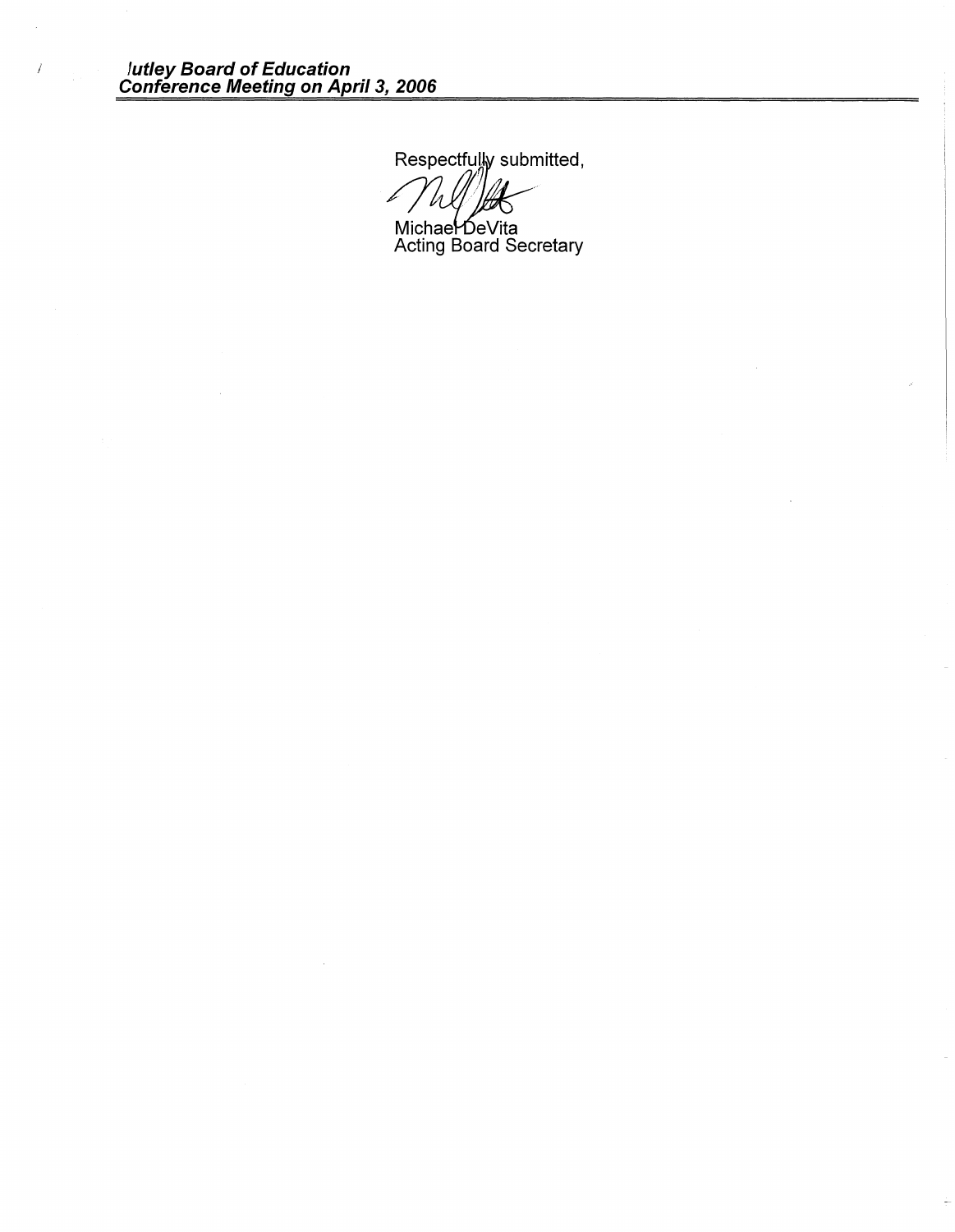Respectfully submitted,

Michael DeVita
Acting Board Secretary